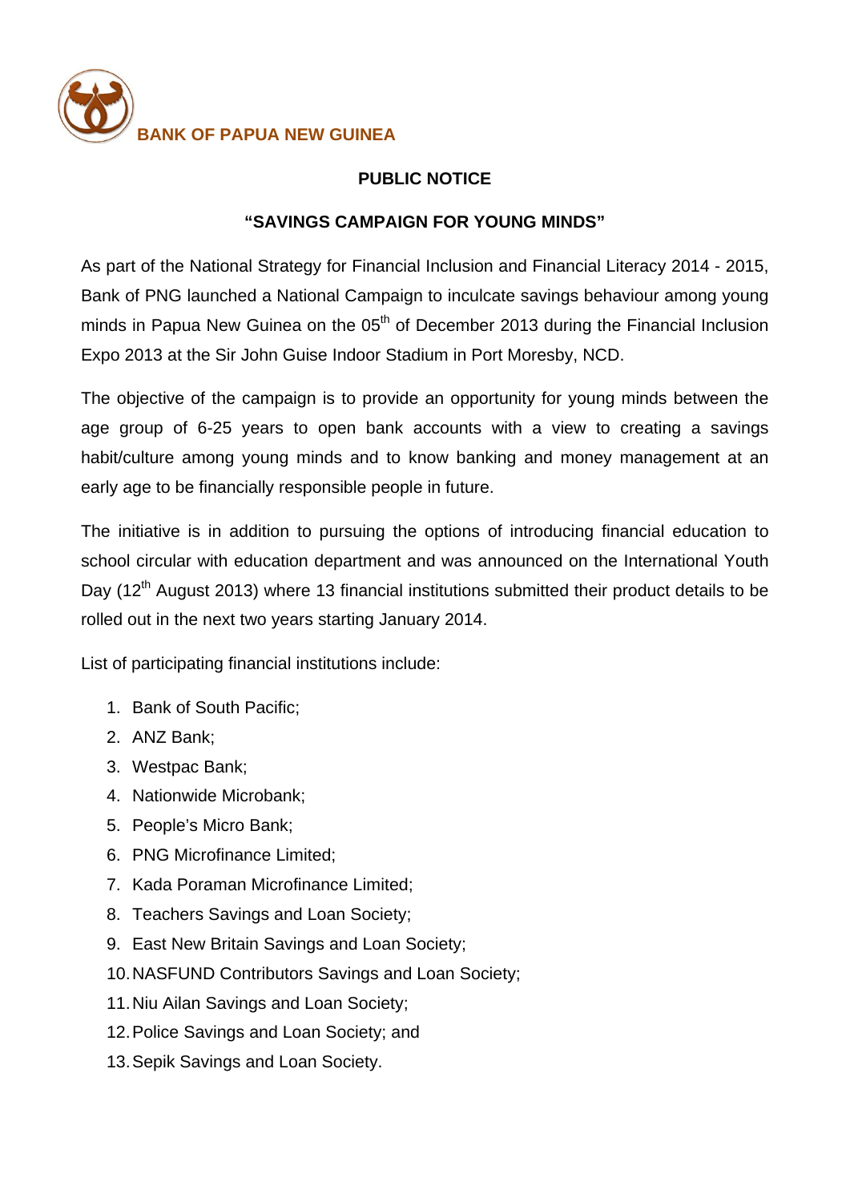**BANK OF PAPUA NEW GUINEA**

## PUBLIC NOTICE

## "SAVINGS CAMPAIGN FOR YOUNG MINDS"

As part of the National Strategy for Financial Inclusion and Financial Literacy 2014 - 2015, Bank of PNG launched a National Campaign to inculcate savings behaviour among young minds in Papua New Guinea on the 05th of December 2013 during the Financial Inclusion Expo 2013 at the Sir John Guise Indoor Stadium in Port Moresby, NCD.

The objective of the campaign is to provide an opportunity for young minds between the age group of 6-25 years to open bank accounts with a view to creating a savings habit/culture among young minds and to know banking and money management at an early age to be financially responsible people in future.

The initiative is in addition to pursuing the options of introducing financial education to school circular with education department and was announced on the International Youth Day (12th August 2013) where 13 financial institutions submitted their product details to be rolled out in the next two years starting January 2014.

List of participating financial institutions include:

1. Bank of South Pacific;
2. ANZ Bank;
3. Westpac Bank;
4. Nationwide Microbank;
5. People's Micro Bank;
6. PNG Microfinance Limited;
7. Kada Poraman Microfinance Limited;
8. Teachers Savings and Loan Society;
9. East New Britain Savings and Loan Society;
10. NASFUND Contributors Savings and Loan Society;
11. Niu Ailan Savings and Loan Society;
12. Police Savings and Loan Society; and
13. Sepik Savings and Loan Society.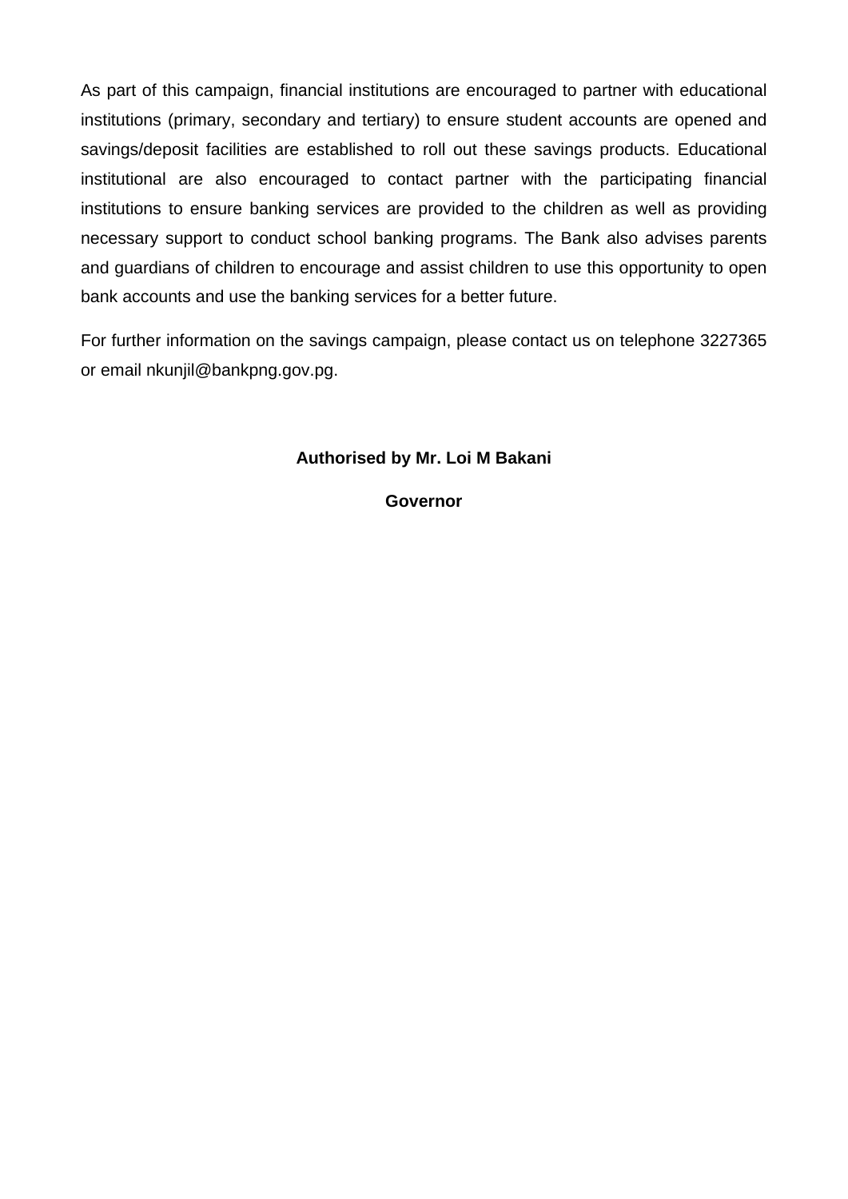As part of this campaign, financial institutions are encouraged to partner with educational institutions (primary, secondary and tertiary) to ensure student accounts are opened and savings/deposit facilities are established to roll out these savings products. Educational institutional are also encouraged to contact partner with the participating financial institutions to ensure banking services are provided to the children as well as providing necessary support to conduct school banking programs. The Bank also advises parents and guardians of children to encourage and assist children to use this opportunity to open bank accounts and use the banking services for a better future.

For further information on the savings campaign, please contact us on telephone 3227365 or email nkunjil@bankpng.gov.pg.

**Authorised by Mr. Loi M Bakani**

**Governor**